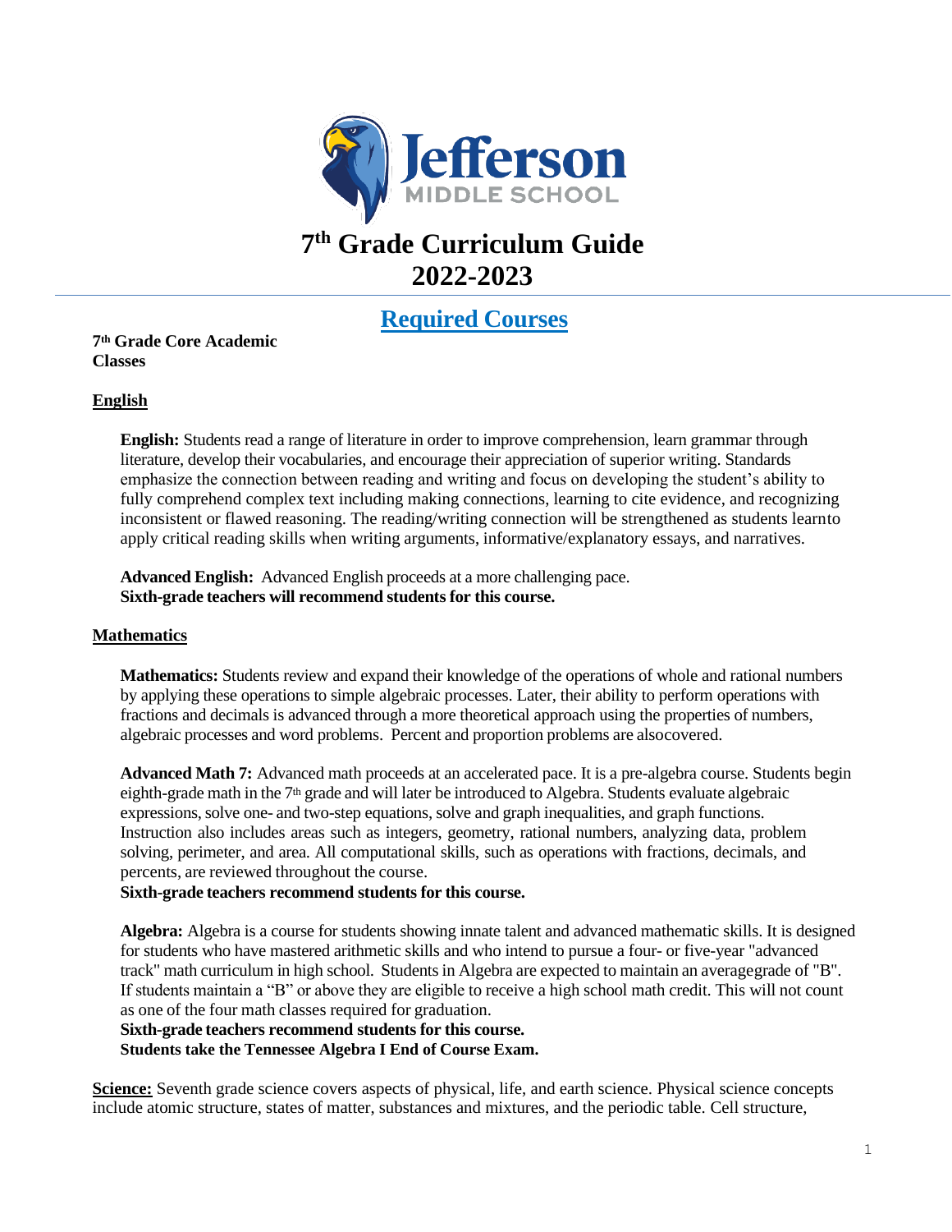Jefferson MIDDLE SCHOOL

# 7th Grade Curriculum Guide 2022-2023

## Required Courses

**7th Grade Core Academic Classes**

### English

**English:** Students read a range of literature in order to improve comprehension, learn grammar through literature, develop their vocabularies, and encourage their appreciation of superior writing. Standards emphasize the connection between reading and writing and focus on developing the student's ability to fully comprehend complex text including making connections, learning to cite evidence, and recognizing inconsistent or flawed reasoning. The reading/writing connection will be strengthened as students learnto apply critical reading skills when writing arguments, informative/explanatory essays, and narratives.

**Advanced English:** Advanced English proceeds at a more challenging pace.
**Sixth-grade teachers will recommend students for this course.**

### Mathematics

**Mathematics:** Students review and expand their knowledge of the operations of whole and rational numbers by applying these operations to simple algebraic processes. Later, their ability to perform operations with fractions and decimals is advanced through a more theoretical approach using the properties of numbers, algebraic processes and word problems. Percent and proportion problems are alsocovered.

**Advanced Math 7:** Advanced math proceeds at an accelerated pace. It is a pre-algebra course. Students begin eighth-grade math in the 7th grade and will later be introduced to Algebra. Students evaluate algebraic expressions, solve one- and two-step equations, solve and graph inequalities, and graph functions. Instruction also includes areas such as integers, geometry, rational numbers, analyzing data, problem solving, perimeter, and area. All computational skills, such as operations with fractions, decimals, and percents, are reviewed throughout the course.
**Sixth-grade teachers recommend students for this course.**

**Algebra:** Algebra is a course for students showing innate talent and advanced mathematic skills. It is designed for students who have mastered arithmetic skills and who intend to pursue a four- or five-year "advanced track" math curriculum in high school. Students in Algebra are expected to maintain an averagegrade of "B". If students maintain a "B" or above they are eligible to receive a high school math credit. This will not count as one of the four math classes required for graduation.
**Sixth-grade teachers recommend students for this course.**
**Students take the Tennessee Algebra I End of Course Exam.**

**Science:** Seventh grade science covers aspects of physical, life, and earth science. Physical science concepts include atomic structure, states of matter, substances and mixtures, and the periodic table. Cell structure,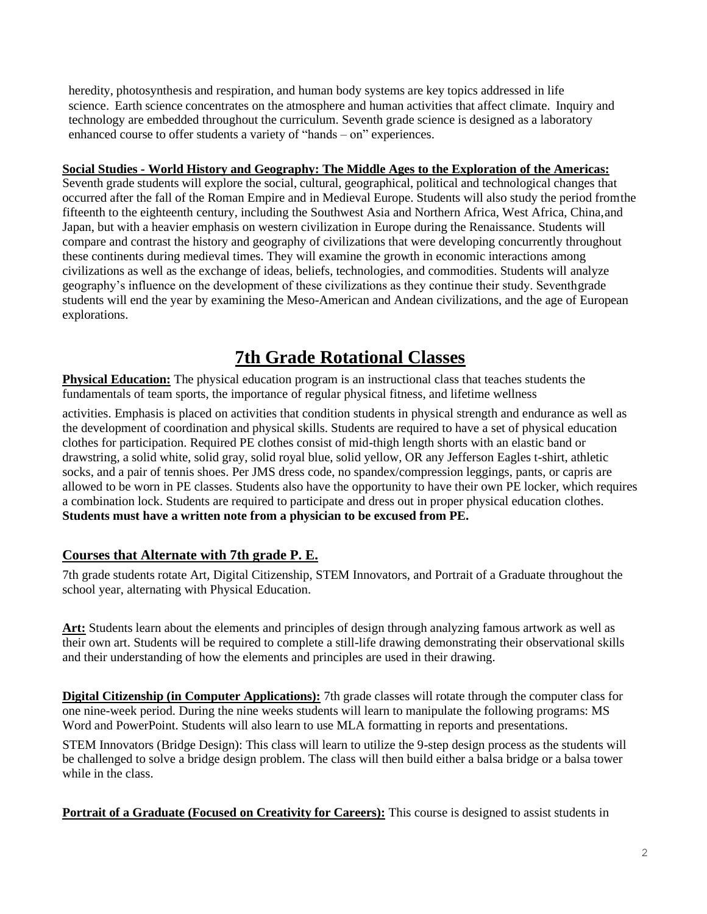heredity, photosynthesis and respiration, and human body systems are key topics addressed in life science. Earth science concentrates on the atmosphere and human activities that affect climate. Inquiry and technology are embedded throughout the curriculum. Seventh grade science is designed as a laboratory enhanced course to offer students a variety of "hands – on" experiences.

**Social Studies - World History and Geography: The Middle Ages to the Exploration of the Americas:** Seventh grade students will explore the social, cultural, geographical, political and technological changes that occurred after the fall of the Roman Empire and in Medieval Europe. Students will also study the period from the fifteenth to the eighteenth century, including the Southwest Asia and Northern Africa, West Africa, China, and Japan, but with a heavier emphasis on western civilization in Europe during the Renaissance. Students will compare and contrast the history and geography of civilizations that were developing concurrently throughout these continents during medieval times. They will examine the growth in economic interactions among civilizations as well as the exchange of ideas, beliefs, technologies, and commodities. Students will analyze geography's influence on the development of these civilizations as they continue their study. Seventh grade students will end the year by examining the Meso-American and Andean civilizations, and the age of European explorations.

# 7th Grade Rotational Classes

**Physical Education:** The physical education program is an instructional class that teaches students the fundamentals of team sports, the importance of regular physical fitness, and lifetime wellness activities. Emphasis is placed on activities that condition students in physical strength and endurance as well as the development of coordination and physical skills. Students are required to have a set of physical education clothes for participation. Required PE clothes consist of mid-thigh length shorts with an elastic band or drawstring, a solid white, solid gray, solid royal blue, solid yellow, OR any Jefferson Eagles t-shirt, athletic socks, and a pair of tennis shoes. Per JMS dress code, no spandex/compression leggings, pants, or capris are allowed to be worn in PE classes. Students also have the opportunity to have their own PE locker, which requires a combination lock. Students are required to participate and dress out in proper physical education clothes. **Students must have a written note from a physician to be excused from PE.**

## Courses that Alternate with 7th grade P. E.

7th grade students rotate Art, Digital Citizenship, STEM Innovators, and Portrait of a Graduate throughout the school year, alternating with Physical Education.

**Art:** Students learn about the elements and principles of design through analyzing famous artwork as well as their own art. Students will be required to complete a still-life drawing demonstrating their observational skills and their understanding of how the elements and principles are used in their drawing.

**Digital Citizenship (in Computer Applications):** 7th grade classes will rotate through the computer class for one nine-week period. During the nine weeks students will learn to manipulate the following programs: MS Word and PowerPoint. Students will also learn to use MLA formatting in reports and presentations.

STEM Innovators (Bridge Design): This class will learn to utilize the 9-step design process as the students will be challenged to solve a bridge design problem. The class will then build either a balsa bridge or a balsa tower while in the class.

**Portrait of a Graduate (Focused on Creativity for Careers):** This course is designed to assist students in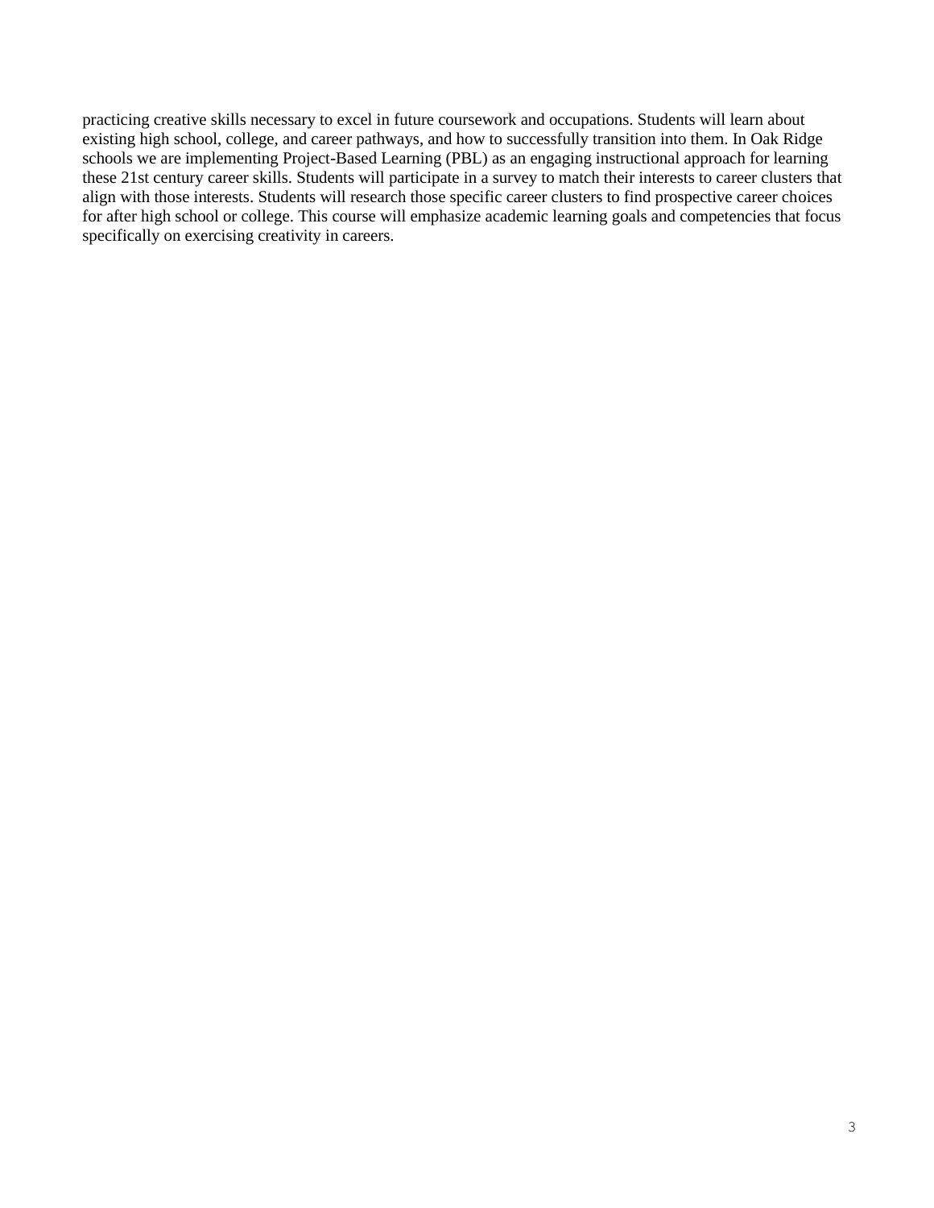practicing creative skills necessary to excel in future coursework and occupations. Students will learn about existing high school, college, and career pathways, and how to successfully transition into them. In Oak Ridge schools we are implementing Project-Based Learning (PBL) as an engaging instructional approach for learning these 21st century career skills. Students will participate in a survey to match their interests to career clusters that align with those interests. Students will research those specific career clusters to find prospective career choices for after high school or college. This course will emphasize academic learning goals and competencies that focus specifically on exercising creativity in careers.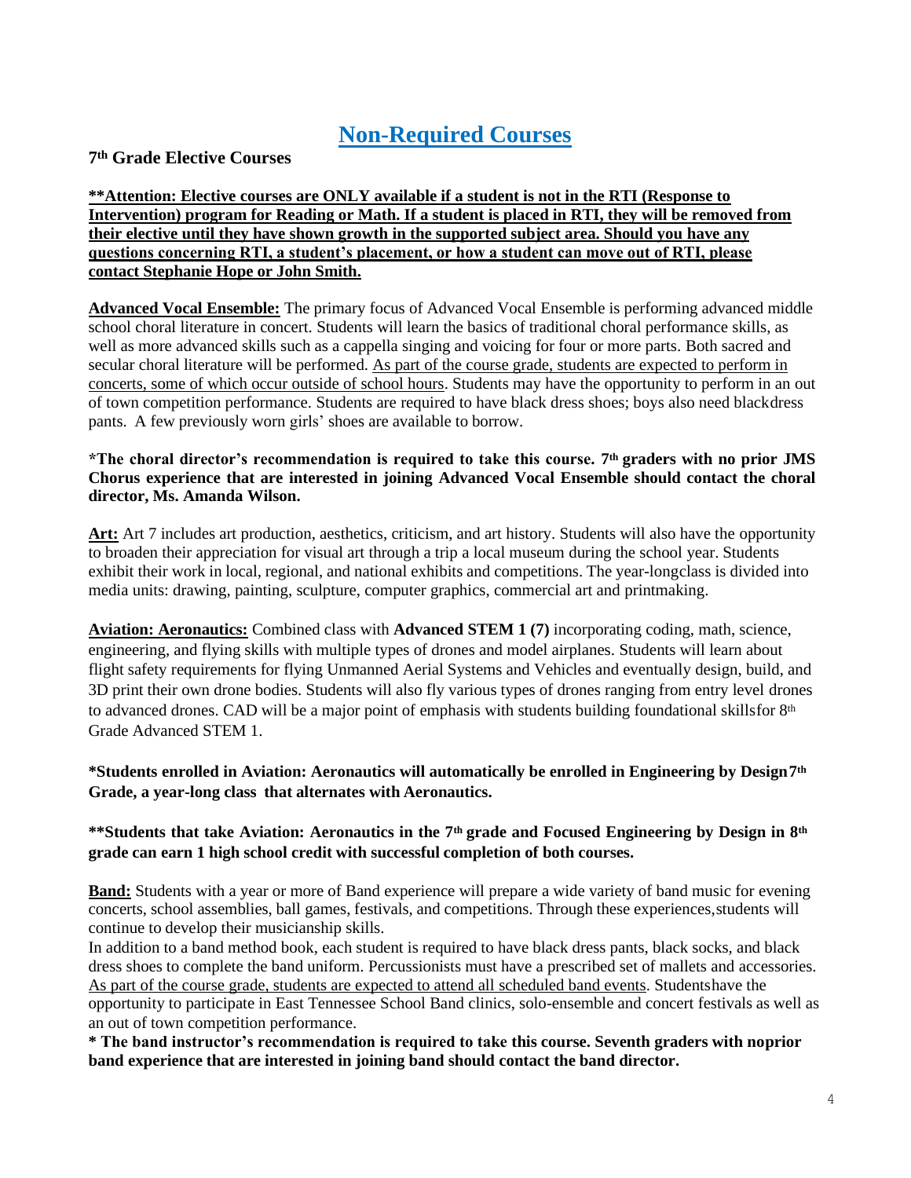# Non-Required Courses

**7th Grade Elective Courses**

**\*\*Attention: Elective courses are ONLY available if a student is not in the RTI (Response to Intervention) program for Reading or Math. If a student is placed in RTI, they will be removed from their elective until they have shown growth in the supported subject area. Should you have any questions concerning RTI, a student's placement, or how a student can move out of RTI, please contact Stephanie Hope or John Smith.**

**Advanced Vocal Ensemble:** The primary focus of Advanced Vocal Ensemble is performing advanced middle school choral literature in concert. Students will learn the basics of traditional choral performance skills, as well as more advanced skills such as a cappella singing and voicing for four or more parts. Both sacred and secular choral literature will be performed. As part of the course grade, students are expected to perform in concerts, some of which occur outside of school hours. Students may have the opportunity to perform in an out of town competition performance. Students are required to have black dress shoes; boys also need black dress pants. A few previously worn girls' shoes are available to borrow.

**\*The choral director's recommendation is required to take this course. 7th graders with no prior JMS Chorus experience that are interested in joining Advanced Vocal Ensemble should contact the choral director, Ms. Amanda Wilson.**

**Art:** Art 7 includes art production, aesthetics, criticism, and art history. Students will also have the opportunity to broaden their appreciation for visual art through a trip a local museum during the school year. Students exhibit their work in local, regional, and national exhibits and competitions. The year-long class is divided into media units: drawing, painting, sculpture, computer graphics, commercial art and printmaking.

**Aviation: Aeronautics:** Combined class with **Advanced STEM 1 (7)** incorporating coding, math, science, engineering, and flying skills with multiple types of drones and model airplanes. Students will learn about flight safety requirements for flying Unmanned Aerial Systems and Vehicles and eventually design, build, and 3D print their own drone bodies. Students will also fly various types of drones ranging from entry level drones to advanced drones. CAD will be a major point of emphasis with students building foundational skills for 8th Grade Advanced STEM 1.

**\*Students enrolled in Aviation: Aeronautics will automatically be enrolled in Engineering by Design 7th Grade, a year-long class that alternates with Aeronautics.**

**\*\*Students that take Aviation: Aeronautics in the 7th grade and Focused Engineering by Design in 8th grade can earn 1 high school credit with successful completion of both courses.**

**Band:** Students with a year or more of Band experience will prepare a wide variety of band music for evening concerts, school assemblies, ball games, festivals, and competitions. Through these experiences, students will continue to develop their musicianship skills.

In addition to a band method book, each student is required to have black dress pants, black socks, and black dress shoes to complete the band uniform. Percussionists must have a prescribed set of mallets and accessories. As part of the course grade, students are expected to attend all scheduled band events. Students have the opportunity to participate in East Tennessee School Band clinics, solo-ensemble and concert festivals as well as an out of town competition performance.

**\* The band instructor's recommendation is required to take this course. Seventh graders with no prior band experience that are interested in joining band should contact the band director.**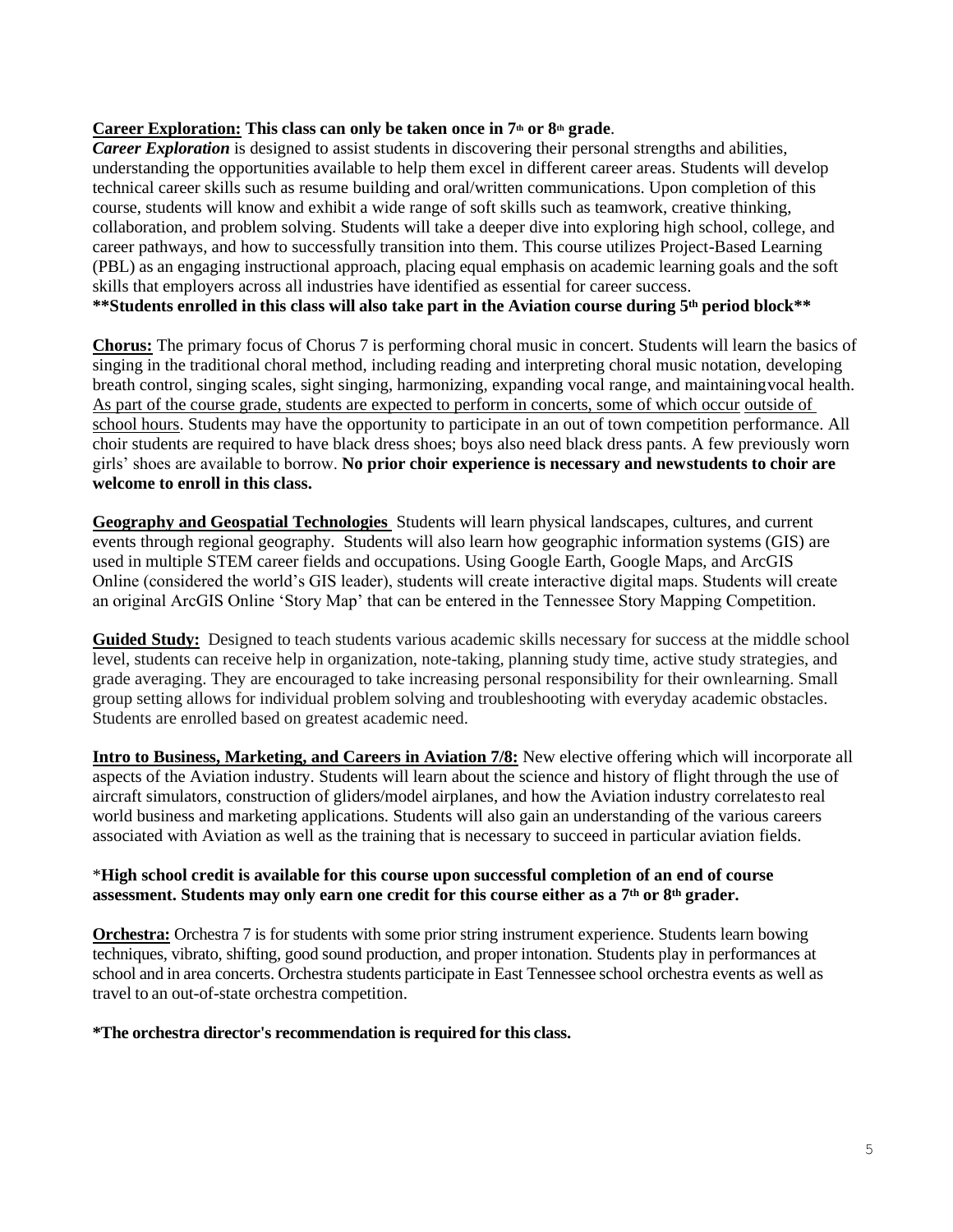**Career Exploration:** **This class can only be taken once in 7th or 8th grade**.

***Career Exploration*** is designed to assist students in discovering their personal strengths and abilities, understanding the opportunities available to help them excel in different career areas. Students will develop technical career skills such as resume building and oral/written communications. Upon completion of this course, students will know and exhibit a wide range of soft skills such as teamwork, creative thinking, collaboration, and problem solving. Students will take a deeper dive into exploring high school, college, and career pathways, and how to successfully transition into them. This course utilizes Project-Based Learning (PBL) as an engaging instructional approach, placing equal emphasis on academic learning goals and the soft skills that employers across all industries have identified as essential for career success.

****Students enrolled in this class will also take part in the Aviation course during 5th period block****

**Chorus:** The primary focus of Chorus 7 is performing choral music in concert. Students will learn the basics of singing in the traditional choral method, including reading and interpreting choral music notation, developing breath control, singing scales, sight singing, harmonizing, expanding vocal range, and maintaining vocal health. As part of the course grade, students are expected to perform in concerts, some of which occur outside of school hours. Students may have the opportunity to participate in an out of town competition performance. All choir students are required to have black dress shoes; boys also need black dress pants. A few previously worn girls' shoes are available to borrow. **No prior choir experience is necessary and new students to choir are welcome to enroll in this class.**

**Geography and Geospatial Technologies** Students will learn physical landscapes, cultures, and current events through regional geography. Students will also learn how geographic information systems (GIS) are used in multiple STEM career fields and occupations. Using Google Earth, Google Maps, and ArcGIS Online (considered the world's GIS leader), students will create interactive digital maps. Students will create an original ArcGIS Online 'Story Map' that can be entered in the Tennessee Story Mapping Competition.

**Guided Study:** Designed to teach students various academic skills necessary for success at the middle school level, students can receive help in organization, note-taking, planning study time, active study strategies, and grade averaging. They are encouraged to take increasing personal responsibility for their own learning. Small group setting allows for individual problem solving and troubleshooting with everyday academic obstacles. Students are enrolled based on greatest academic need.

**Intro to Business, Marketing, and Careers in Aviation 7/8:** New elective offering which will incorporate all aspects of the Aviation industry. Students will learn about the science and history of flight through the use of aircraft simulators, construction of gliders/model airplanes, and how the Aviation industry correlates to real world business and marketing applications. Students will also gain an understanding of the various careers associated with Aviation as well as the training that is necessary to succeed in particular aviation fields.

\***High school credit is available for this course upon successful completion of an end of course assessment. Students may only earn one credit for this course either as a 7th or 8th grader.**

**Orchestra:** Orchestra 7 is for students with some prior string instrument experience. Students learn bowing techniques, vibrato, shifting, good sound production, and proper intonation. Students play in performances at school and in area concerts. Orchestra students participate in East Tennessee school orchestra events as well as travel to an out-of-state orchestra competition.

**\*The orchestra director's recommendation is required for this class.**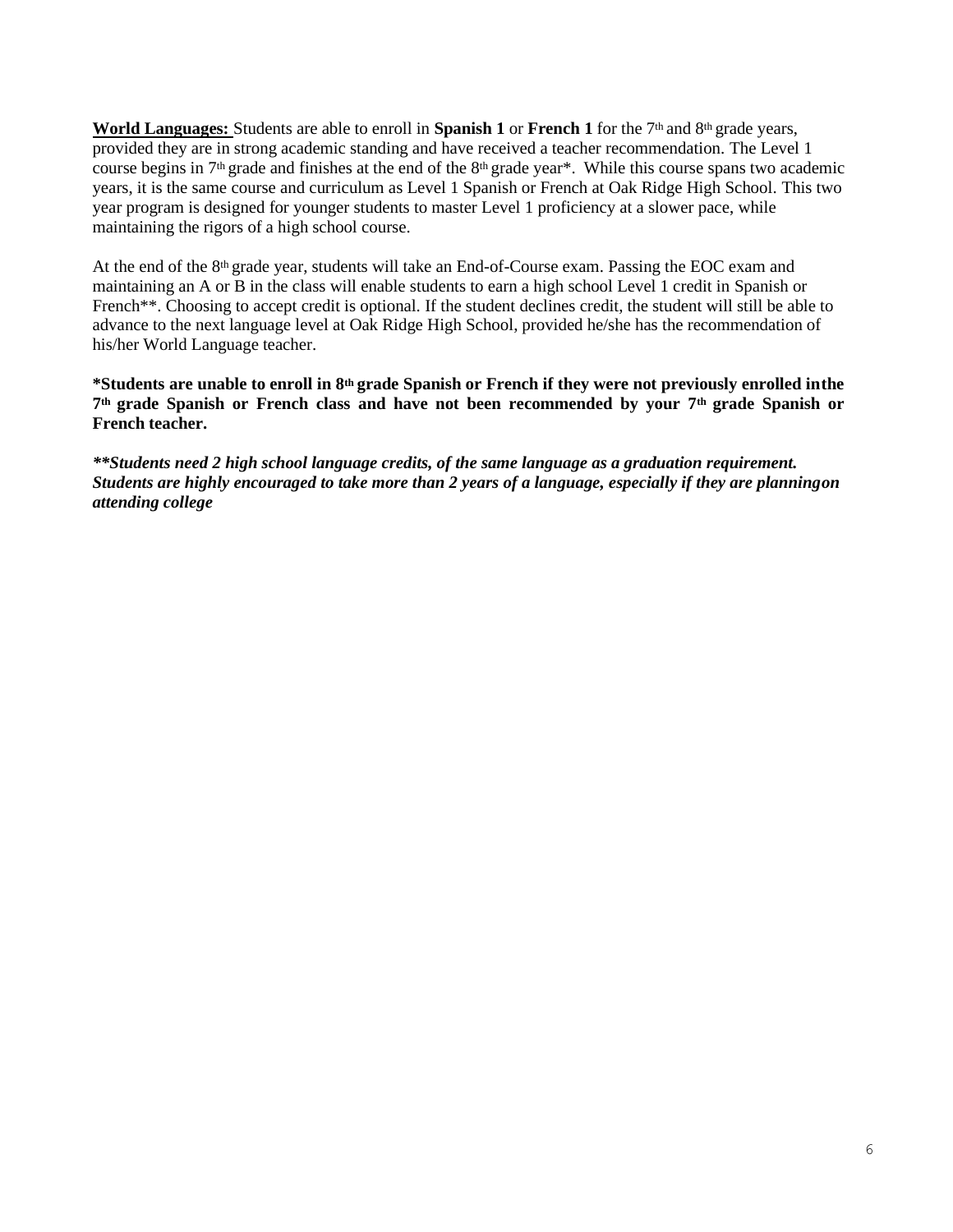**<u>World Languages:</u>** Students are able to enroll in **Spanish 1** or **French 1** for the 7th and 8th grade years, provided they are in strong academic standing and have received a teacher recommendation. The Level 1 course begins in 7th grade and finishes at the end of the 8th grade year*. While this course spans two academic years, it is the same course and curriculum as Level 1 Spanish or French at Oak Ridge High School. This two year program is designed for younger students to master Level 1 proficiency at a slower pace, while maintaining the rigors of a high school course.

At the end of the 8th grade year, students will take an End-of-Course exam. Passing the EOC exam and maintaining an A or B in the class will enable students to earn a high school Level 1 credit in Spanish or French**. Choosing to accept credit is optional. If the student declines credit, the student will still be able to advance to the next language level at Oak Ridge High School, provided he/she has the recommendation of his/her World Language teacher.

**\*Students are unable to enroll in 8th grade Spanish or French if they were not previously enrolled inthe 7th grade Spanish or French class and have not been recommended by your 7th grade Spanish or French teacher.**

***\*\*Students need 2 high school language credits, of the same language as a graduation requirement. Students are highly encouraged to take more than 2 years of a language, especially if they are planningon attending college***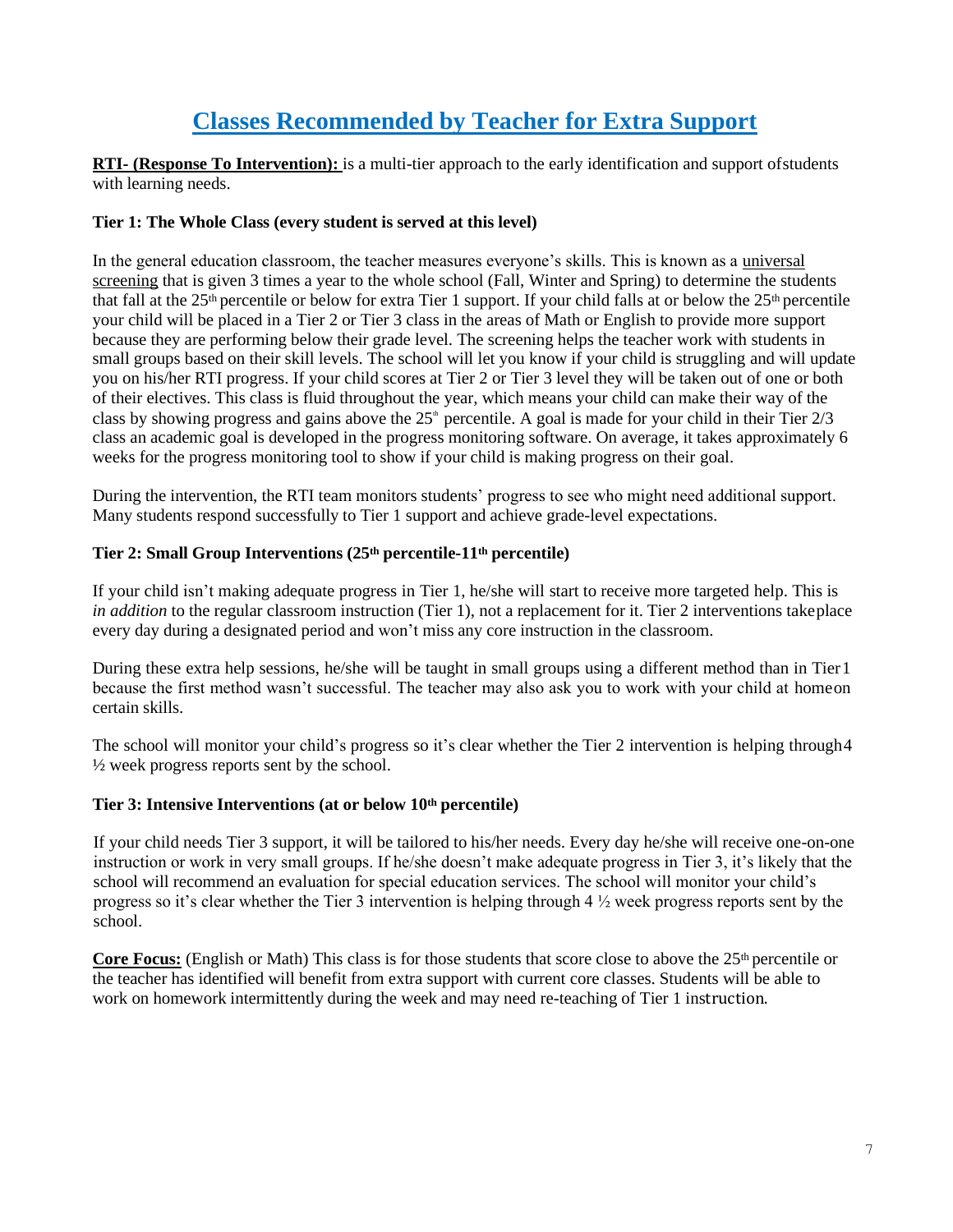# Classes Recommended by Teacher for Extra Support

**RTI- (Response To Intervention):** is a multi-tier approach to the early identification and support ofstudents with learning needs.

**Tier 1: The Whole Class (every student is served at this level)**

In the general education classroom, the teacher measures everyone's skills. This is known as a universal screening that is given 3 times a year to the whole school (Fall, Winter and Spring) to determine the students that fall at the 25th percentile or below for extra Tier 1 support. If your child falls at or below the 25th percentile your child will be placed in a Tier 2 or Tier 3 class in the areas of Math or English to provide more support because they are performing below their grade level. The screening helps the teacher work with students in small groups based on their skill levels. The school will let you know if your child is struggling and will update you on his/her RTI progress. If your child scores at Tier 2 or Tier 3 level they will be taken out of one or both of their electives. This class is fluid throughout the year, which means your child can make their way of the class by showing progress and gains above the 25th percentile. A goal is made for your child in their Tier 2/3 class an academic goal is developed in the progress monitoring software. On average, it takes approximately 6 weeks for the progress monitoring tool to show if your child is making progress on their goal.

During the intervention, the RTI team monitors students' progress to see who might need additional support. Many students respond successfully to Tier 1 support and achieve grade-level expectations.

**Tier 2: Small Group Interventions (25th percentile-11th percentile)**

If your child isn't making adequate progress in Tier 1, he/she will start to receive more targeted help. This is *in addition* to the regular classroom instruction (Tier 1), not a replacement for it. Tier 2 interventions takeplace every day during a designated period and won't miss any core instruction in the classroom.

During these extra help sessions, he/she will be taught in small groups using a different method than in Tier1 because the first method wasn't successful. The teacher may also ask you to work with your child at homeon certain skills.

The school will monitor your child's progress so it's clear whether the Tier 2 intervention is helping through4 ½ week progress reports sent by the school.

**Tier 3: Intensive Interventions (at or below 10th percentile)**

If your child needs Tier 3 support, it will be tailored to his/her needs. Every day he/she will receive one-on-one instruction or work in very small groups. If he/she doesn't make adequate progress in Tier 3, it's likely that the school will recommend an evaluation for special education services. The school will monitor your child's progress so it's clear whether the Tier 3 intervention is helping through 4 ½ week progress reports sent by the school.

**Core Focus:** (English or Math) This class is for those students that score close to above the 25th percentile or the teacher has identified will benefit from extra support with current core classes. Students will be able to work on homework intermittently during the week and may need re-teaching of Tier 1 instruction.